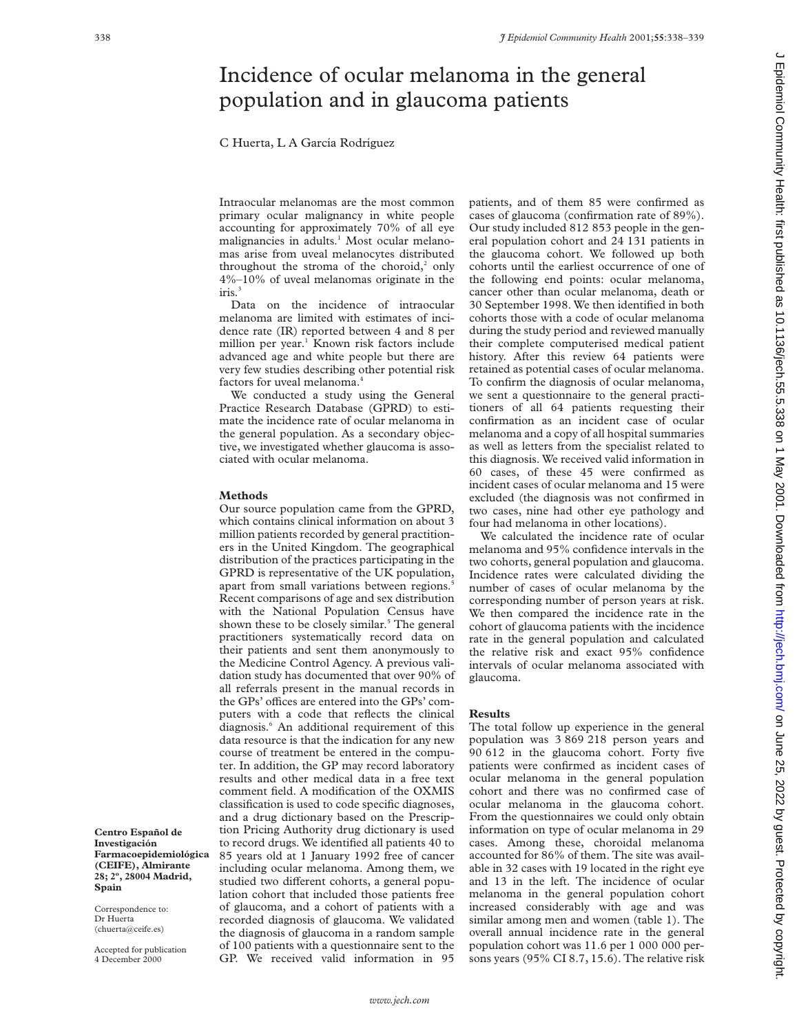# Incidence of ocular melanoma in the general population and in glaucoma patients

C Huerta, L A García Rodríguez

Intraocular melanomas are the most common primary ocular malignancy in white people accounting for approximately 70% of all eye malignancies in adults.[1] Most ocular melanomas arise from uveal melanocytes distributed throughout the stroma of the choroid,[2] only 4%–10% of uveal melanomas originate in the iris.[3]

Data on the incidence of intraocular melanoma are limited with estimates of incidence rate (IR) reported between 4 and 8 per million per year.[1] Known risk factors include advanced age and white people but there are very few studies describing other potential risk factors for uveal melanoma.[4]

We conducted a study using the General Practice Research Database (GPRD) to estimate the incidence rate of ocular melanoma in the general population. As a secondary objective, we investigated whether glaucoma is associated with ocular melanoma.

## Methods

Our source population came from the GPRD, which contains clinical information on about 3 million patients recorded by general practitioners in the United Kingdom. The geographical distribution of the practices participating in the GPRD is representative of the UK population, apart from small variations between regions.[5] Recent comparisons of age and sex distribution with the National Population Census have shown these to be closely similar.[5] The general practitioners systematically record data on their patients and sent them anonymously to the Medicine Control Agency. A previous validation study has documented that over 90% of all referrals present in the manual records in the GPs' offices are entered into the GPs' computers with a code that reflects the clinical diagnosis.[6] An additional requirement of this data resource is that the indication for any new course of treatment be entered in the computer. In addition, the GP may record laboratory results and other medical data in a free text comment field. A modification of the OXMIS classification is used to code specific diagnoses, and a drug dictionary based on the Prescription Pricing Authority drug dictionary is used to record drugs. We identified all patients 40 to 85 years old at 1 January 1992 free of cancer including ocular melanoma. Among them, we studied two different cohorts, a general population cohort that included those patients free of glaucoma, and a cohort of patients with a recorded diagnosis of glaucoma. We validated the diagnosis of glaucoma in a random sample of 100 patients with a questionnaire sent to the GP. We received valid information in 95 patients, and of them 85 were confirmed as cases of glaucoma (confirmation rate of 89%). Our study included 812 853 people in the general population cohort and 24 131 patients in the glaucoma cohort. We followed up both cohorts until the earliest occurrence of one of the following end points: ocular melanoma, cancer other than ocular melanoma, death or 30 September 1998. We then identified in both cohorts those with a code of ocular melanoma during the study period and reviewed manually their complete computerised medical patient history. After this review 64 patients were retained as potential cases of ocular melanoma. To confirm the diagnosis of ocular melanoma, we sent a questionnaire to the general practitioners of all 64 patients requesting their confirmation as an incident case of ocular melanoma and a copy of all hospital summaries as well as letters from the specialist related to this diagnosis. We received valid information in 60 cases, of these 45 were confirmed as incident cases of ocular melanoma and 15 were excluded (the diagnosis was not confirmed in two cases, nine had other eye pathology and four had melanoma in other locations).

We calculated the incidence rate of ocular melanoma and 95% confidence intervals in the two cohorts, general population and glaucoma. Incidence rates were calculated dividing the number of cases of ocular melanoma by the corresponding number of person years at risk. We then compared the incidence rate in the cohort of glaucoma patients with the incidence rate in the general population and calculated the relative risk and exact 95% confidence intervals of ocular melanoma associated with glaucoma.

## Results

The total follow up experience in the general population was 3 869 218 person years and 90 612 in the glaucoma cohort. Forty five patients were confirmed as incident cases of ocular melanoma in the general population cohort and there was no confirmed case of ocular melanoma in the glaucoma cohort. From the questionnaires we could only obtain information on type of ocular melanoma in 29 cases. Among these, choroidal melanoma accounted for 86% of them. The site was available in 32 cases with 19 located in the right eye and 13 in the left. The incidence of ocular melanoma in the general population cohort increased considerably with age and was similar among men and women (table 1). The overall annual incidence rate in the general population cohort was 11.6 per 1 000 000 persons years (95% CI 8.7, 15.6). The relative risk

**Centro Español de Investigación Farmacoepidemiológica (CEIFE), Almirante 28; 2º, 28004 Madrid, Spain**

Correspondence to: Dr Huerta (chuerta@ceife.es)

Accepted for publication 4 December 2000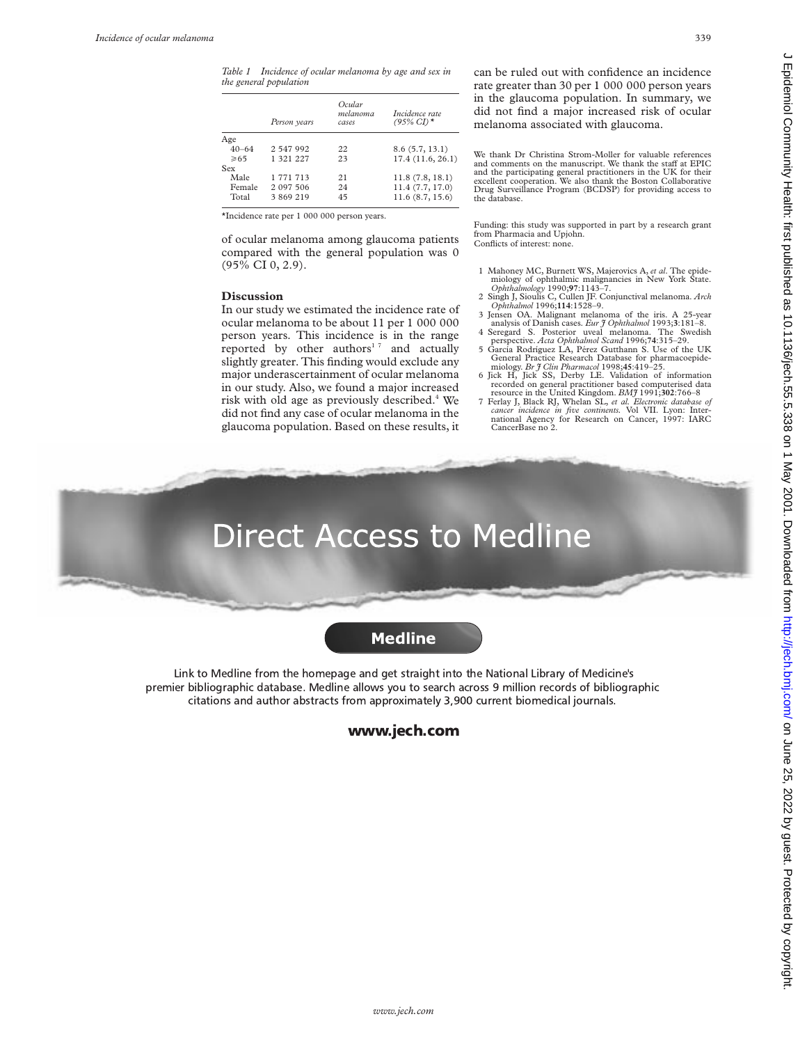*Table 1 Incidence of ocular melanoma by age and sex in the general population*

| | Person years | Ocular melanoma cases | Incidence rate (95% CI)* |
|---|---|---|---|
| Age | | | |
| 40–64 | 2 547 992 | 22 | 8.6 (5.7, 13.1) |
| ≥65 | 1 321 227 | 23 | 17.4 (11.6, 26.1) |
| Sex | | | |
| Male | 1 771 713 | 21 | 11.8 (7.8, 18.1) |
| Female | 2 097 506 | 24 | 11.4 (7.7, 17.0) |
| Total | 3 869 219 | 45 | 11.6 (8.7, 15.6) |

*Incidence rate per 1 000 000 person years.

of ocular melanoma among glaucoma patients compared with the general population was 0 (95% CI 0, 2.9).

## Discussion

In our study we estimated the incidence rate of ocular melanoma to be about 11 per 1 000 000 person years. This incidence is in the range reported by other authors[1 7] and actually slightly greater. This finding would exclude any major underascertainment of ocular melanoma in our study. Also, we found a major increased risk with old age as previously described.[4] We did not find any case of ocular melanoma in the glaucoma population. Based on these results, it can be ruled out with confidence an incidence rate greater than 30 per 1 000 000 person years in the glaucoma population. In summary, we did not find a major increased risk of ocular melanoma associated with glaucoma.

We thank Dr Christina Strom-Moller for valuable references and comments on the manuscript. We thank the staff at EPIC and the participating general practitioners in the UK for their excellent cooperation. We also thank the Boston Collaborative Drug Surveillance Program (BCDSP) for providing access to the database.

Funding: this study was supported in part by a research grant from Pharmacia and Upjohn.
Conflicts of interest: none.

1 Mahoney MC, Burnett WS, Majerovics A, *et al*. The epidemiology of ophthalmic malignancies in New York State. *Ophthalmology* 1990;**97**:1143–7.
2 Singh J, Sioulis C, Cullen JF. Conjunctival melanoma. *Arch Ophthalmol* 1996;**114**:1528–9.
3 Jensen OA. Malignant melanoma of the iris. A 25-year analysis of Danish cases. *Eur J Ophthalmol* 1993;**3**:181–8.
4 Seregard S. Posterior uveal melanoma. The Swedish perspective. *Acta Ophthalmol Scand* 1996;**74**:315–29.
5 García Rodríguez LA, Pérez Gutthann S. Use of the UK General Practice Research Database for pharmacoepidemiology. *Br J Clin Pharmacol* 1998;**45**:419–25.
6 Jick H, Jick SS, Derby LE. Validation of information recorded on general practitioner based computerised data resource in the United Kingdom. *BMJ* 1991;**302**:766–8
7 Ferlay J, Black RJ, Whelan SL, *et al*. *Electronic database of cancer incidence in five continents*. Vol VII. Lyon: International Agency for Research on Cancer, 1997: IARC CancerBase no 2.

Direct Access to Medline

**Medline**

Link to Medline from the homepage and get straight into the National Library of Medicine's premier bibliographic database. Medline allows you to search across 9 million records of bibliographic citations and author abstracts from approximately 3,900 current biomedical journals.

**www.jech.com**